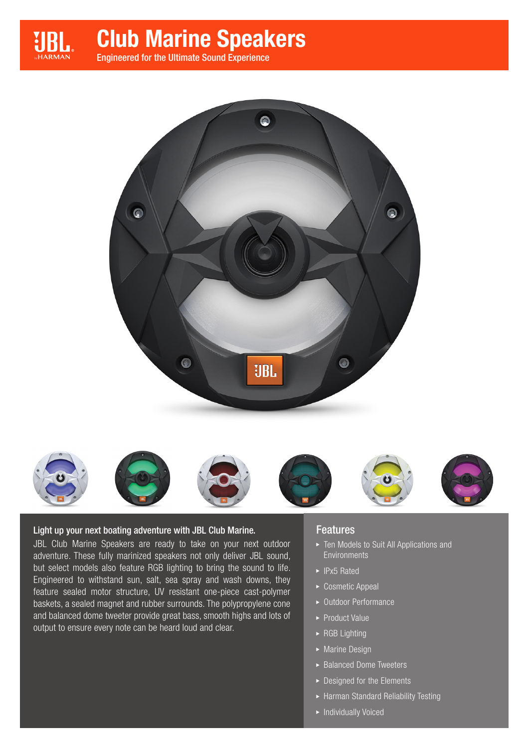# Club Marine Speakers

Engineered for the Ultimate Sound Experience

**Light up your next boating adventure with JBL Club Marine.**

JBL Club Marine Speakers are ready to take on your next outdoor adventure. These fully marinized speakers not only deliver JBL sound, but select models also feature RGB lighting to bring the sound to life. Engineered to withstand sun, salt, sea spray and wash downs, they feature sealed motor structure, UV resistant one-piece cast-polymer baskets, a sealed magnet and rubber surrounds. The polypropylene cone and balanced dome tweeter provide great bass, smooth highs and lots of output to ensure every note can be heard loud and clear.

## Features

- Ten Models to Suit All Applications and Environments
- IPx5 Rated
- Cosmetic Appeal
- Outdoor Performance
- Product Value
- RGB Lighting
- Marine Design
- Balanced Dome Tweeters
- Designed for the Elements
- Harman Standard Reliability Testing
- Individually Voiced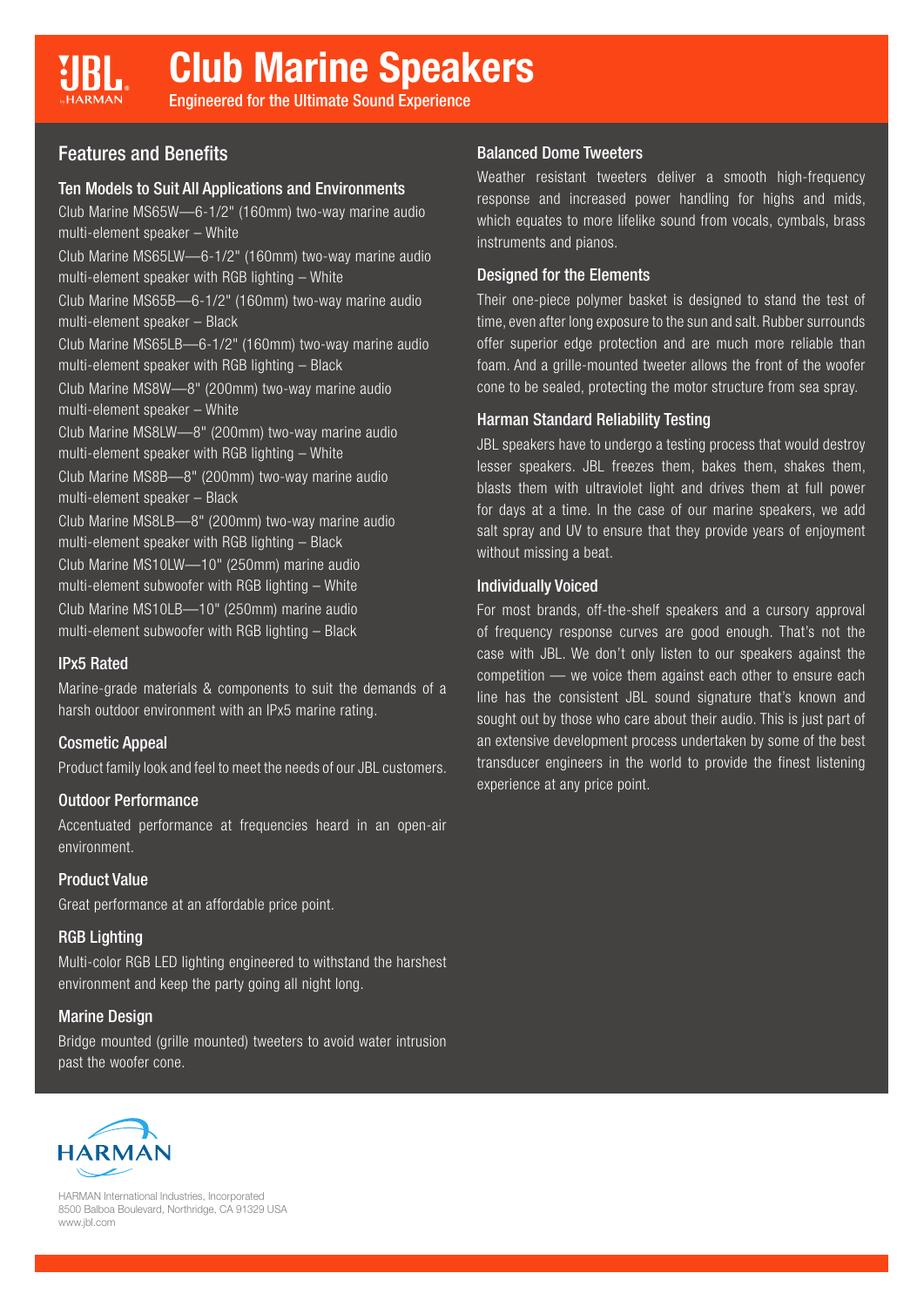# Club Marine Speakers

Engineered for the Ultimate Sound Experience

## Features and Benefits

### Ten Models to Suit All Applications and Environments

Club Marine MS65W—6-1/2" (160mm) two-way marine audio multi-element speaker – White

Club Marine MS65LW—6-1/2" (160mm) two-way marine audio multi-element speaker with RGB lighting – White

Club Marine MS65B—6-1/2" (160mm) two-way marine audio multi-element speaker – Black

Club Marine MS65LB—6-1/2" (160mm) two-way marine audio multi-element speaker with RGB lighting – Black

Club Marine MS8W—8" (200mm) two-way marine audio multi-element speaker – White

Club Marine MS8LW—8" (200mm) two-way marine audio multi-element speaker with RGB lighting – White

Club Marine MS8B—8" (200mm) two-way marine audio multi-element speaker – Black

Club Marine MS8LB—8" (200mm) two-way marine audio multi-element speaker with RGB lighting – Black

Club Marine MS10LW—10" (250mm) marine audio multi-element subwoofer with RGB lighting – White

Club Marine MS10LB—10" (250mm) marine audio multi-element subwoofer with RGB lighting – Black

### IPx5 Rated

Marine-grade materials & components to suit the demands of a harsh outdoor environment with an IPx5 marine rating.

### Cosmetic Appeal

Product family look and feel to meet the needs of our JBL customers.

### Outdoor Performance

Accentuated performance at frequencies heard in an open-air environment.

### Product Value

Great performance at an affordable price point.

### RGB Lighting

Multi-color RGB LED lighting engineered to withstand the harshest environment and keep the party going all night long.

### Marine Design

Bridge mounted (grille mounted) tweeters to avoid water intrusion past the woofer cone.

### Balanced Dome Tweeters

Weather resistant tweeters deliver a smooth high-frequency response and increased power handling for highs and mids, which equates to more lifelike sound from vocals, cymbals, brass instruments and pianos.

### Designed for the Elements

Their one-piece polymer basket is designed to stand the test of time, even after long exposure to the sun and salt. Rubber surrounds offer superior edge protection and are much more reliable than foam. And a grille-mounted tweeter allows the front of the woofer cone to be sealed, protecting the motor structure from sea spray.

### Harman Standard Reliability Testing

JBL speakers have to undergo a testing process that would destroy lesser speakers. JBL freezes them, bakes them, shakes them, blasts them with ultraviolet light and drives them at full power for days at a time. In the case of our marine speakers, we add salt spray and UV to ensure that they provide years of enjoyment without missing a beat.

### Individually Voiced

For most brands, off-the-shelf speakers and a cursory approval of frequency response curves are good enough. That's not the case with JBL. We don't only listen to our speakers against the competition — we voice them against each other to ensure each line has the consistent JBL sound signature that's known and sought out by those who care about their audio. This is just part of an extensive development process undertaken by some of the best transducer engineers in the world to provide the finest listening experience at any price point.

HARMAN International Industries, Incorporated
8500 Balboa Boulevard, Northridge, CA 91329 USA
www.jbl.com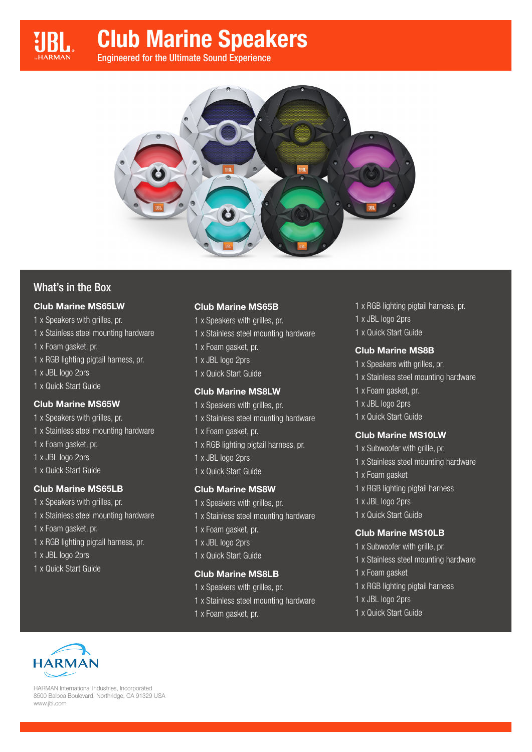# Club Marine Speakers

Engineered for the Ultimate Sound Experience

## What's in the Box

### Club Marine MS65LW

- 1 x Speakers with grilles, pr.
- 1 x Stainless steel mounting hardware
- 1 x Foam gasket, pr.
- 1 x RGB lighting pigtail harness, pr.
- 1 x JBL logo 2prs
- 1 x Quick Start Guide

### Club Marine MS65W

- 1 x Speakers with grilles, pr.
- 1 x Stainless steel mounting hardware
- 1 x Foam gasket, pr.
- 1 x JBL logo 2prs
- 1 x Quick Start Guide

### Club Marine MS65LB

- 1 x Speakers with grilles, pr.
- 1 x Stainless steel mounting hardware
- 1 x Foam gasket, pr.
- 1 x RGB lighting pigtail harness, pr.
- 1 x JBL logo 2prs
- 1 x Quick Start Guide

### Club Marine MS65B

- 1 x Speakers with grilles, pr.
- 1 x Stainless steel mounting hardware
- 1 x Foam gasket, pr.
- 1 x JBL logo 2prs
- 1 x Quick Start Guide

### Club Marine MS8LW

- 1 x Speakers with grilles, pr.
- 1 x Stainless steel mounting hardware
- 1 x Foam gasket, pr.
- 1 x RGB lighting pigtail harness, pr.
- 1 x JBL logo 2prs
- 1 x Quick Start Guide

### Club Marine MS8W

- 1 x Speakers with grilles, pr.
- 1 x Stainless steel mounting hardware
- 1 x Foam gasket, pr.
- 1 x JBL logo 2prs
- 1 x Quick Start Guide

### Club Marine MS8LB

- 1 x Speakers with grilles, pr.
- 1 x Stainless steel mounting hardware
- 1 x Foam gasket, pr.
- 1 x RGB lighting pigtail harness, pr.
- 1 x JBL logo 2prs
- 1 x Quick Start Guide

### Club Marine MS8B

- 1 x Speakers with grilles, pr.
- 1 x Stainless steel mounting hardware
- 1 x Foam gasket, pr.
- 1 x JBL logo 2prs
- 1 x Quick Start Guide

### Club Marine MS10LW

- 1 x Subwoofer with grille, pr.
- 1 x Stainless steel mounting hardware
- 1 x Foam gasket
- 1 x RGB lighting pigtail harness
- 1 x JBL logo 2prs
- 1 x Quick Start Guide

### Club Marine MS10LB

- 1 x Subwoofer with grille, pr.
- 1 x Stainless steel mounting hardware
- 1 x Foam gasket
- 1 x RGB lighting pigtail harness
- 1 x JBL logo 2prs
- 1 x Quick Start Guide

HARMAN International Industries, Incorporated
8500 Balboa Boulevard, Northridge, CA 91329 USA
www.jbl.com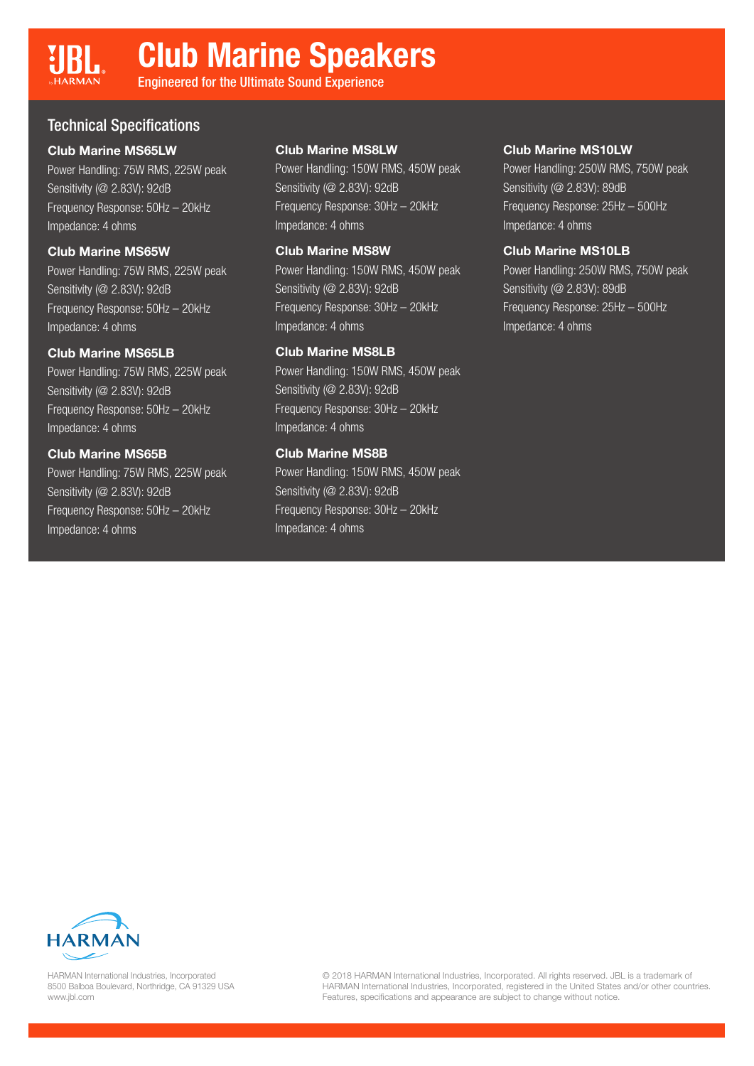# Club Marine Speakers

Engineered for the Ultimate Sound Experience

## Technical Specifications

### Club Marine MS65LW

Power Handling: 75W RMS, 225W peak
Sensitivity (@ 2.83V): 92dB
Frequency Response: 50Hz – 20kHz
Impedance: 4 ohms

### Club Marine MS65W

Power Handling: 75W RMS, 225W peak
Sensitivity (@ 2.83V): 92dB
Frequency Response: 50Hz – 20kHz
Impedance: 4 ohms

### Club Marine MS65LB

Power Handling: 75W RMS, 225W peak
Sensitivity (@ 2.83V): 92dB
Frequency Response: 50Hz – 20kHz
Impedance: 4 ohms

### Club Marine MS65B

Power Handling: 75W RMS, 225W peak
Sensitivity (@ 2.83V): 92dB
Frequency Response: 50Hz – 20kHz
Impedance: 4 ohms

### Club Marine MS8LW

Power Handling: 150W RMS, 450W peak
Sensitivity (@ 2.83V): 92dB
Frequency Response: 30Hz – 20kHz
Impedance: 4 ohms

### Club Marine MS8W

Power Handling: 150W RMS, 450W peak
Sensitivity (@ 2.83V): 92dB
Frequency Response: 30Hz – 20kHz
Impedance: 4 ohms

### Club Marine MS8LB

Power Handling: 150W RMS, 450W peak
Sensitivity (@ 2.83V): 92dB
Frequency Response: 30Hz – 20kHz
Impedance: 4 ohms

### Club Marine MS8B

Power Handling: 150W RMS, 450W peak
Sensitivity (@ 2.83V): 92dB
Frequency Response: 30Hz – 20kHz
Impedance: 4 ohms

### Club Marine MS10LW

Power Handling: 250W RMS, 750W peak
Sensitivity (@ 2.83V): 89dB
Frequency Response: 25Hz – 500Hz
Impedance: 4 ohms

### Club Marine MS10LB

Power Handling: 250W RMS, 750W peak
Sensitivity (@ 2.83V): 89dB
Frequency Response: 25Hz – 500Hz
Impedance: 4 ohms

HARMAN International Industries, Incorporated
8500 Balboa Boulevard, Northridge, CA 91329 USA
www.jbl.com

© 2018 HARMAN International Industries, Incorporated. All rights reserved. JBL is a trademark of HARMAN International Industries, Incorporated, registered in the United States and/or other countries. Features, specifications and appearance are subject to change without notice.